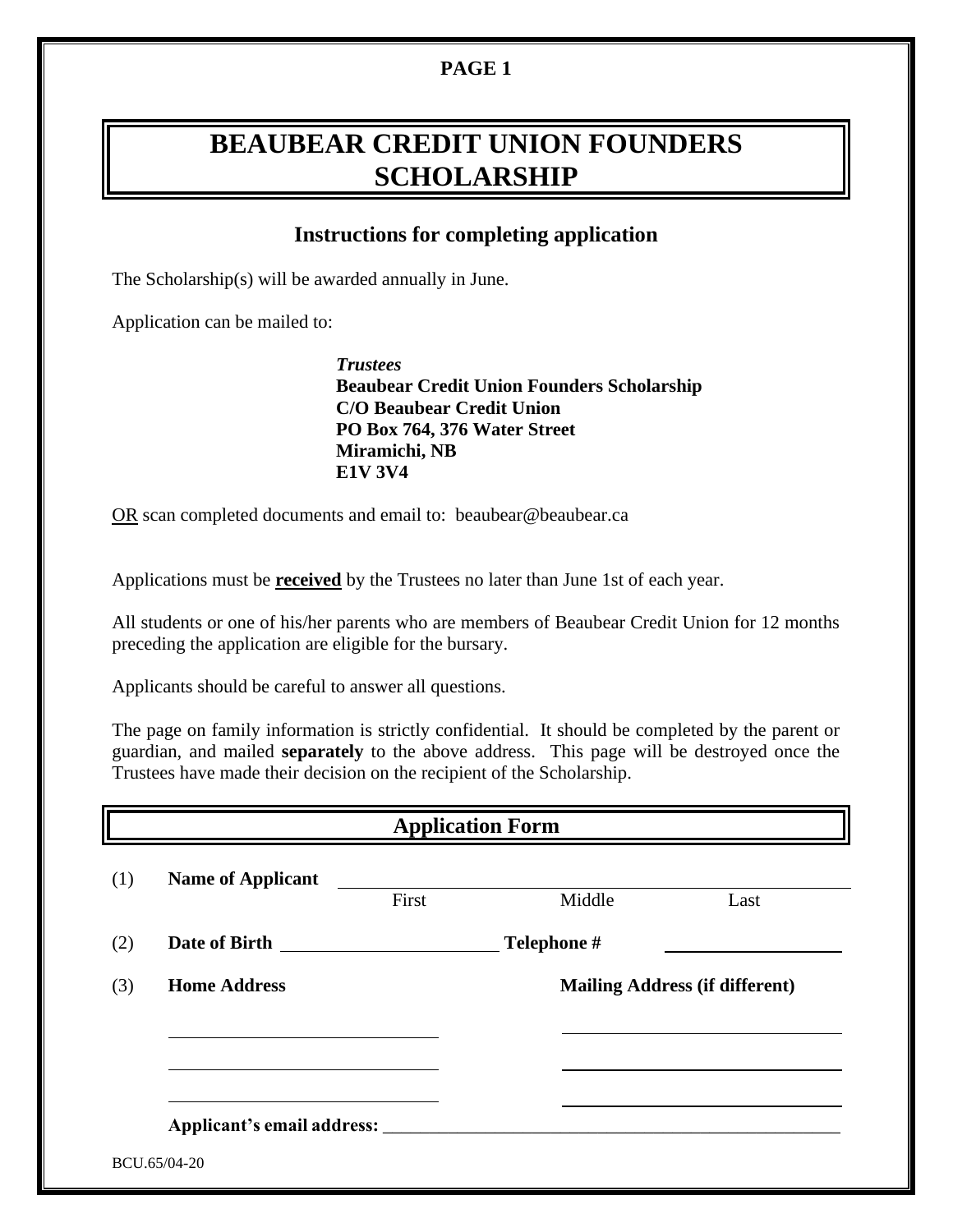# BEAUBEAR CREDIT UNION FOUNDERS SCHOLARSHIP

## Instructions for completing application

The Scholarship(s) will be awarded annually in June.

Application can be mailed to:

> ***Trustees***
> **Beaubear Credit Union Founders Scholarship**
> **C/O Beaubear Credit Union**
> **PO Box 764, 376 Water Street**
> **Miramichi, NB**
> **E1V 3V4**

OR scan completed documents and email to: beaubear@beaubear.ca

Applications must be **received** by the Trustees no later than June 1st of each year.

All students or one of his/her parents who are members of Beaubear Credit Union for 12 months preceding the application are eligible for the bursary.

Applicants should be careful to answer all questions.

The page on family information is strictly confidential. It should be completed by the parent or guardian, and mailed **separately** to the above address. This page will be destroyed once the Trustees have made their decision on the recipient of the Scholarship.

## Application Form

(1) **Name of Applicant** ______________________________________________
First Middle Last

(2) **Date of Birth** ______________________ **Telephone #** ____________________

(3) **Home Address** **Mailing Address (if different)**

______________________________ ______________________________

______________________________ ______________________________

______________________________ ______________________________

**Applicant's email address:** ______________________________________________

BCU.65/04-20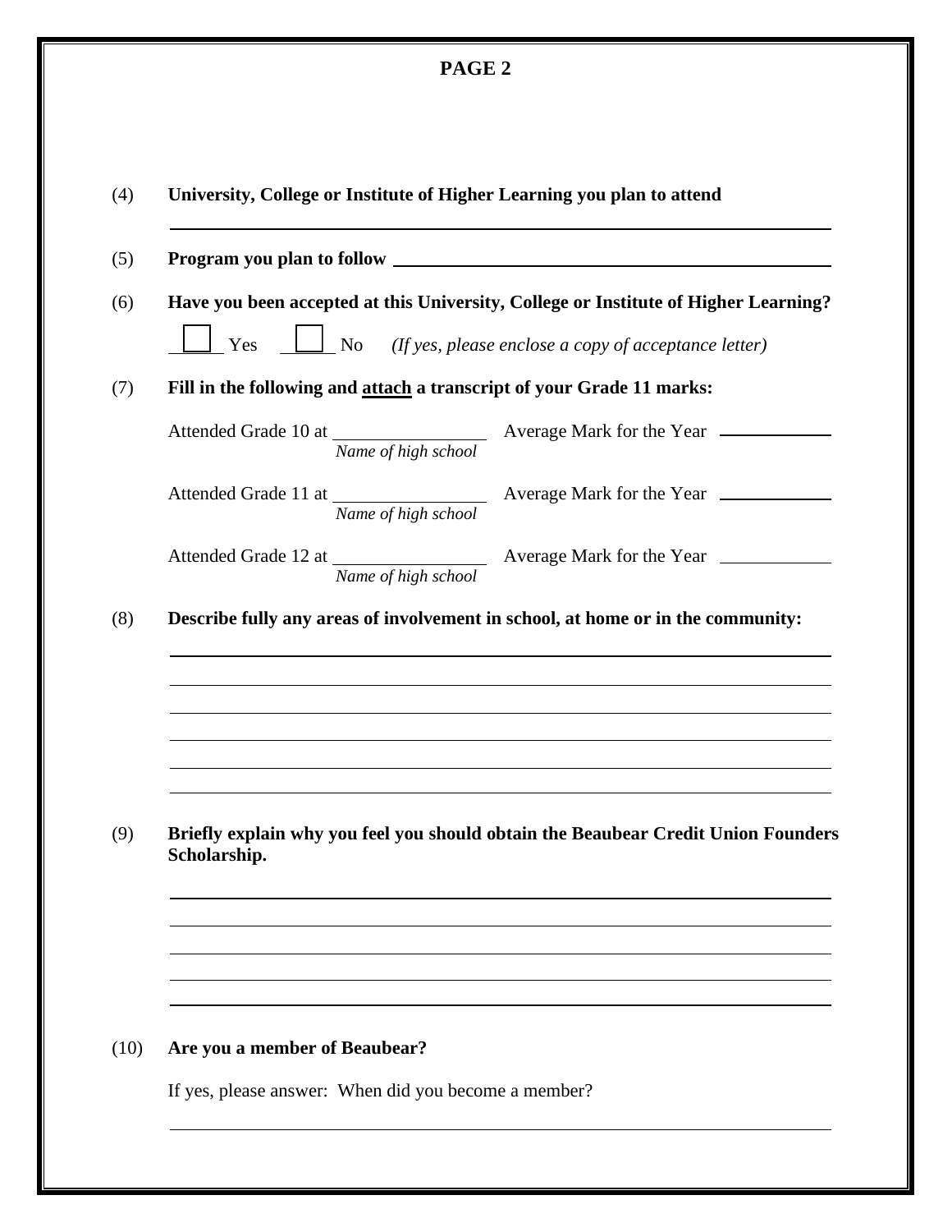## PAGE 2

(4) **University, College or Institute of Higher Learning you plan to attend**

\_\_\_\_\_\_\_\_\_\_\_\_\_\_\_\_\_\_\_\_\_\_\_\_\_\_\_\_\_\_\_\_\_\_\_\_\_\_\_\_\_\_\_\_\_\_\_\_\_\_\_\_\_\_\_\_\_\_

(5) **Program you plan to follow** \_\_\_\_\_\_\_\_\_\_\_\_\_\_\_\_\_\_\_\_\_\_\_\_\_\_\_\_\_\_\_\_\_\_\_\_\_\_

(6) **Have you been accepted at this University, College or Institute of Higher Learning?**

☐ Yes ☐ No *(If yes, please enclose a copy of acceptance letter)*

(7) **Fill in the following and <u>attach</u> a transcript of your Grade 11 marks:**

Attended Grade 10 at \_\_\_\_\_\_\_\_\_\_\_\_\_\_\_\_ Average Mark for the Year \_\_\_\_\_\_\_\_\_\_
*Name of high school*

Attended Grade 11 at \_\_\_\_\_\_\_\_\_\_\_\_\_\_\_\_ Average Mark for the Year \_\_\_\_\_\_\_\_\_\_
*Name of high school*

Attended Grade 12 at \_\_\_\_\_\_\_\_\_\_\_\_\_\_\_\_ Average Mark for the Year \_\_\_\_\_\_\_\_\_\_
*Name of high school*

(8) **Describe fully any areas of involvement in school, at home or in the community:**

\_\_\_\_\_\_\_\_\_\_\_\_\_\_\_\_\_\_\_\_\_\_\_\_\_\_\_\_\_\_\_\_\_\_\_\_\_\_\_\_\_\_\_\_\_\_\_\_\_\_\_\_\_\_\_\_\_\_

\_\_\_\_\_\_\_\_\_\_\_\_\_\_\_\_\_\_\_\_\_\_\_\_\_\_\_\_\_\_\_\_\_\_\_\_\_\_\_\_\_\_\_\_\_\_\_\_\_\_\_\_\_\_\_\_\_\_

\_\_\_\_\_\_\_\_\_\_\_\_\_\_\_\_\_\_\_\_\_\_\_\_\_\_\_\_\_\_\_\_\_\_\_\_\_\_\_\_\_\_\_\_\_\_\_\_\_\_\_\_\_\_\_\_\_\_

\_\_\_\_\_\_\_\_\_\_\_\_\_\_\_\_\_\_\_\_\_\_\_\_\_\_\_\_\_\_\_\_\_\_\_\_\_\_\_\_\_\_\_\_\_\_\_\_\_\_\_\_\_\_\_\_\_\_

\_\_\_\_\_\_\_\_\_\_\_\_\_\_\_\_\_\_\_\_\_\_\_\_\_\_\_\_\_\_\_\_\_\_\_\_\_\_\_\_\_\_\_\_\_\_\_\_\_\_\_\_\_\_\_\_\_\_

\_\_\_\_\_\_\_\_\_\_\_\_\_\_\_\_\_\_\_\_\_\_\_\_\_\_\_\_\_\_\_\_\_\_\_\_\_\_\_\_\_\_\_\_\_\_\_\_\_\_\_\_\_\_\_\_\_\_

(9) **Briefly explain why you feel you should obtain the Beaubear Credit Union Founders Scholarship.**

\_\_\_\_\_\_\_\_\_\_\_\_\_\_\_\_\_\_\_\_\_\_\_\_\_\_\_\_\_\_\_\_\_\_\_\_\_\_\_\_\_\_\_\_\_\_\_\_\_\_\_\_\_\_\_\_\_\_

\_\_\_\_\_\_\_\_\_\_\_\_\_\_\_\_\_\_\_\_\_\_\_\_\_\_\_\_\_\_\_\_\_\_\_\_\_\_\_\_\_\_\_\_\_\_\_\_\_\_\_\_\_\_\_\_\_\_

\_\_\_\_\_\_\_\_\_\_\_\_\_\_\_\_\_\_\_\_\_\_\_\_\_\_\_\_\_\_\_\_\_\_\_\_\_\_\_\_\_\_\_\_\_\_\_\_\_\_\_\_\_\_\_\_\_\_

\_\_\_\_\_\_\_\_\_\_\_\_\_\_\_\_\_\_\_\_\_\_\_\_\_\_\_\_\_\_\_\_\_\_\_\_\_\_\_\_\_\_\_\_\_\_\_\_\_\_\_\_\_\_\_\_\_\_

\_\_\_\_\_\_\_\_\_\_\_\_\_\_\_\_\_\_\_\_\_\_\_\_\_\_\_\_\_\_\_\_\_\_\_\_\_\_\_\_\_\_\_\_\_\_\_\_\_\_\_\_\_\_\_\_\_\_

(10) **Are you a member of Beaubear?**

If yes, please answer: When did you become a member?

\_\_\_\_\_\_\_\_\_\_\_\_\_\_\_\_\_\_\_\_\_\_\_\_\_\_\_\_\_\_\_\_\_\_\_\_\_\_\_\_\_\_\_\_\_\_\_\_\_\_\_\_\_\_\_\_\_\_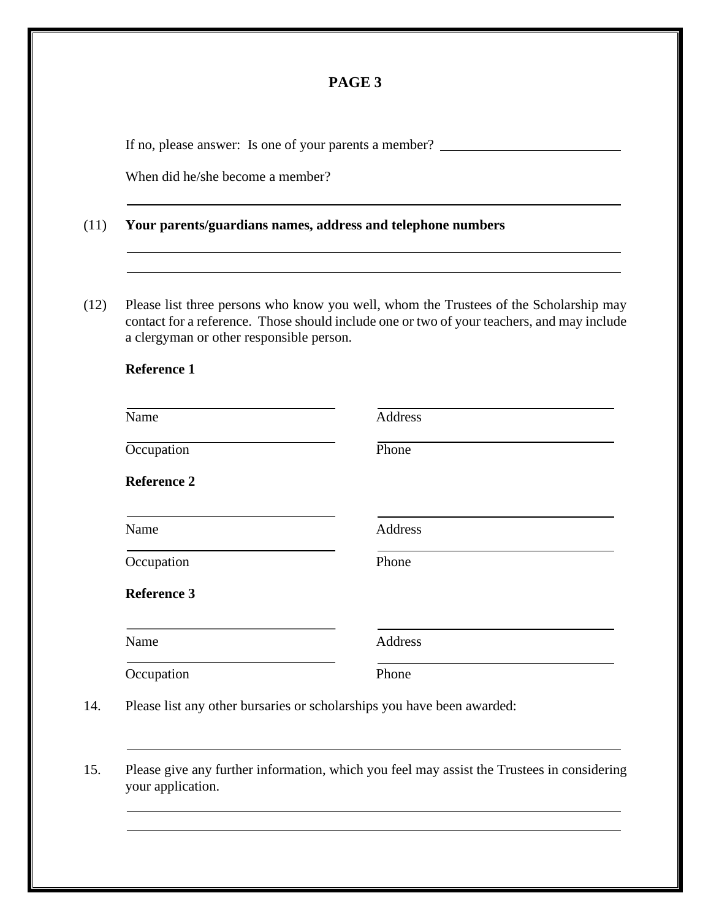**PAGE 3**

If no, please answer: Is one of your parents a member? ____________________

When did he/she become a member?

______________________________________________________________

(11) **Your parents/guardians names, address and telephone numbers**

______________________________________________________________

______________________________________________________________

(12) Please list three persons who know you well, whom the Trustees of the Scholarship may contact for a reference. Those should include one or two of your teachers, and may include a clergyman or other responsible person.

**Reference 1**

| | |
|---|---|
| Name | Address |
| Occupation | Phone |

**Reference 2**

| | |
|---|---|
| Name | Address |
| Occupation | Phone |

**Reference 3**

| | |
|---|---|
| Name | Address |
| Occupation | Phone |

14. Please list any other bursaries or scholarships you have been awarded:

______________________________________________________________

15. Please give any further information, which you feel may assist the Trustees in considering your application.

______________________________________________________________

______________________________________________________________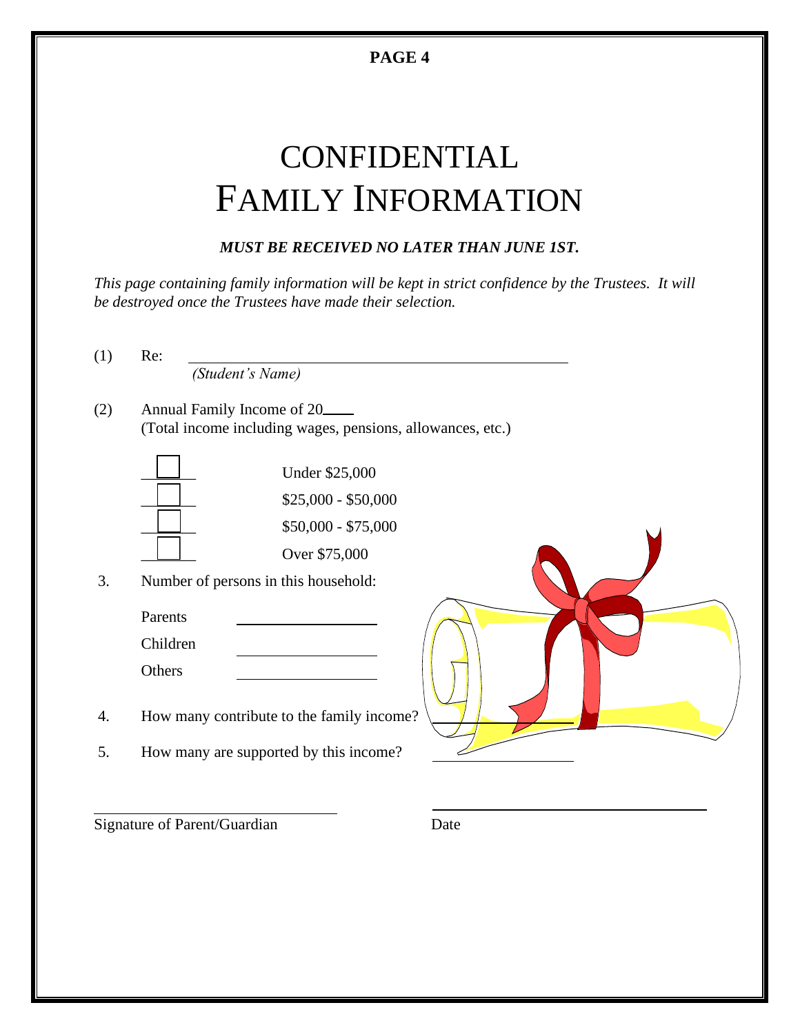# CONFIDENTIAL FAMILY INFORMATION

***MUST BE RECEIVED NO LATER THAN JUNE 1ST.***

*This page containing family information will be kept in strict confidence by the Trustees. It will be destroyed once the Trustees have made their selection.*

(1) Re: ______________________________________________
*(Student's Name)*

(2) Annual Family Income of 20____
(Total income including wages, pensions, allowances, etc.)

- ☐ Under $25,000
- ☐ $25,000 - $50,000
- ☐ $50,000 - $75,000
- ☐ Over $75,000

3. Number of persons in this household:

   Parents ________________

   Children ________________

   Others ________________

4. How many contribute to the family income? ________________

5. How many are supported by this income? ________________

______________________________ Signature of Parent/Guardian

______________________________ Date